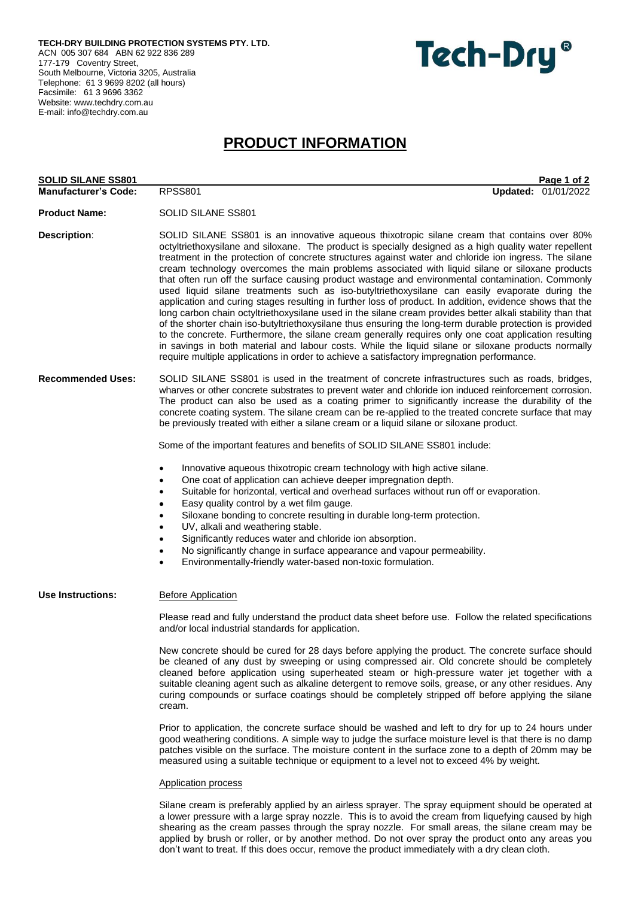**TECH-DRY BUILDING PROTECTION SYSTEMS PTY. LTD.**
ACN 005 307 684 ABN 62 922 836 289
177-179 Coventry Street,
South Melbourne, Victoria 3205, Australia
Telephone: 61 3 9699 8202 (all hours)
Facsimile: 61 3 9696 3362
Website: www.techdry.com.au
E-mail: info@techdry.com.au

**Tech-Dry®**

# PRODUCT INFORMATION

**SOLID SILANE SS801**

**Manufacturer's Code:** RPSS801 **Updated:** 01/01/2022

**Product Name:** SOLID SILANE SS801

**Description:** SOLID SILANE SS801 is an innovative aqueous thixotropic silane cream that contains over 80% octyltriethoxysilane and siloxane. The product is specially designed as a high quality water repellent treatment in the protection of concrete structures against water and chloride ion ingress. The silane cream technology overcomes the main problems associated with liquid silane or siloxane products that often run off the surface causing product wastage and environmental contamination. Commonly used liquid silane treatments such as iso-butyltriethoxysilane can easily evaporate during the application and curing stages resulting in further loss of product. In addition, evidence shows that the long carbon chain octyltriethoxysilane used in the silane cream provides better alkali stability than that of the shorter chain iso-butyltriethoxysilane thus ensuring the long-term durable protection is provided to the concrete. Furthermore, the silane cream generally requires only one coat application resulting in savings in both material and labour costs. While the liquid silane or siloxane products normally require multiple applications in order to achieve a satisfactory impregnation performance.

**Recommended Uses:** SOLID SILANE SS801 is used in the treatment of concrete infrastructures such as roads, bridges, wharves or other concrete substrates to prevent water and chloride ion induced reinforcement corrosion. The product can also be used as a coating primer to significantly increase the durability of the concrete coating system. The silane cream can be re-applied to the treated concrete surface that may be previously treated with either a silane cream or a liquid silane or siloxane product.

Some of the important features and benefits of SOLID SILANE SS801 include:

- Innovative aqueous thixotropic cream technology with high active silane.
- One coat of application can achieve deeper impregnation depth.
- Suitable for horizontal, vertical and overhead surfaces without run off or evaporation.
- Easy quality control by a wet film gauge.
- Siloxane bonding to concrete resulting in durable long-term protection.
- UV, alkali and weathering stable.
- Significantly reduces water and chloride ion absorption.
- No significantly change in surface appearance and vapour permeability.
- Environmentally-friendly water-based non-toxic formulation.

**Use Instructions:**

Before Application

Please read and fully understand the product data sheet before use. Follow the related specifications and/or local industrial standards for application.

New concrete should be cured for 28 days before applying the product. The concrete surface should be cleaned of any dust by sweeping or using compressed air. Old concrete should be completely cleaned before application using superheated steam or high-pressure water jet together with a suitable cleaning agent such as alkaline detergent to remove soils, grease, or any other residues. Any curing compounds or surface coatings should be completely stripped off before applying the silane cream.

Prior to application, the concrete surface should be washed and left to dry for up to 24 hours under good weathering conditions. A simple way to judge the surface moisture level is that there is no damp patches visible on the surface. The moisture content in the surface zone to a depth of 20mm may be measured using a suitable technique or equipment to a level not to exceed 4% by weight.

Application process

Silane cream is preferably applied by an airless sprayer. The spray equipment should be operated at a lower pressure with a large spray nozzle. This is to avoid the cream from liquefying caused by high shearing as the cream passes through the spray nozzle. For small areas, the silane cream may be applied by brush or roller, or by another method. Do not over spray the product onto any areas you don't want to treat. If this does occur, remove the product immediately with a dry clean cloth.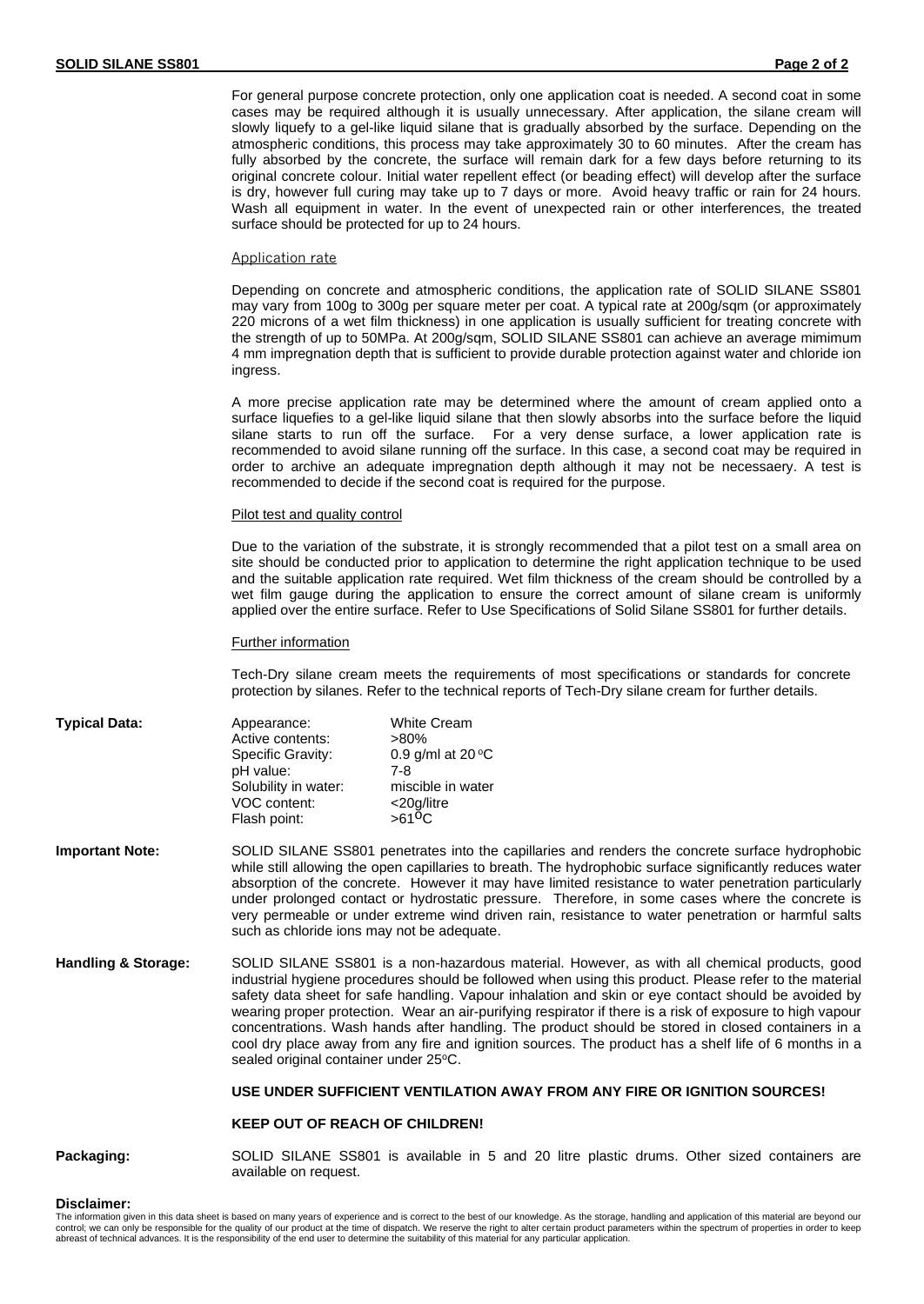For general purpose concrete protection, only one application coat is needed. A second coat in some cases may be required although it is usually unnecessary. After application, the silane cream will slowly liquefy to a gel-like liquid silane that is gradually absorbed by the surface. Depending on the atmospheric conditions, this process may take approximately 30 to 60 minutes. After the cream has fully absorbed by the concrete, the surface will remain dark for a few days before returning to its original concrete colour. Initial water repellent effect (or beading effect) will develop after the surface is dry, however full curing may take up to 7 days or more. Avoid heavy traffic or rain for 24 hours. Wash all equipment in water. In the event of unexpected rain or other interferences, the treated surface should be protected for up to 24 hours.

Application rate

Depending on concrete and atmospheric conditions, the application rate of SOLID SILANE SS801 may vary from 100g to 300g per square meter per coat. A typical rate at 200g/sqm (or approximately 220 microns of a wet film thickness) in one application is usually sufficient for treating concrete with the strength of up to 50MPa. At 200g/sqm, SOLID SILANE SS801 can achieve an average mimimum 4 mm impregnation depth that is sufficient to provide durable protection against water and chloride ion ingress.

A more precise application rate may be determined where the amount of cream applied onto a surface liquefies to a gel-like liquid silane that then slowly absorbs into the surface before the liquid silane starts to run off the surface. For a very dense surface, a lower application rate is recommended to avoid silane running off the surface. In this case, a second coat may be required in order to archive an adequate impregnation depth although it may not be necessaery. A test is recommended to decide if the second coat is required for the purpose.

Pilot test and quality control

Due to the variation of the substrate, it is strongly recommended that a pilot test on a small area on site should be conducted prior to application to determine the right application technique to be used and the suitable application rate required. Wet film thickness of the cream should be controlled by a wet film gauge during the application to ensure the correct amount of silane cream is uniformly applied over the entire surface. Refer to Use Specifications of Solid Silane SS801 for further details.

Further information

Tech-Dry silane cream meets the requirements of most specifications or standards for concrete protection by silanes. Refer to the technical reports of Tech-Dry silane cream for further details.

**Typical Data:**

| | |
|---|---|
| Appearance: | White Cream |
| Active contents: | >80% |
| Specific Gravity: | 0.9 g/ml at 20 °C |
| pH value: | 7-8 |
| Solubility in water: | miscible in water |
| VOC content: | <20g/litre |
| Flash point: | >61°C |

**Important Note:** SOLID SILANE SS801 penetrates into the capillaries and renders the concrete surface hydrophobic while still allowing the open capillaries to breath. The hydrophobic surface significantly reduces water absorption of the concrete. However it may have limited resistance to water penetration particularly under prolonged contact or hydrostatic pressure. Therefore, in some cases where the concrete is very permeable or under extreme wind driven rain, resistance to water penetration or harmful salts such as chloride ions may not be adequate.

**Handling & Storage:** SOLID SILANE SS801 is a non-hazardous material. However, as with all chemical products, good industrial hygiene procedures should be followed when using this product. Please refer to the material safety data sheet for safe handling. Vapour inhalation and skin or eye contact should be avoided by wearing proper protection. Wear an air-purifying respirator if there is a risk of exposure to high vapour concentrations. Wash hands after handling. The product should be stored in closed containers in a cool dry place away from any fire and ignition sources. The product has a shelf life of 6 months in a sealed original container under 25°C.

**USE UNDER SUFFICIENT VENTILATION AWAY FROM ANY FIRE OR IGNITION SOURCES!**

**KEEP OUT OF REACH OF CHILDREN!**

**Packaging:** SOLID SILANE SS801 is available in 5 and 20 litre plastic drums. Other sized containers are available on request.

**Disclaimer:**
The information given in this data sheet is based on many years of experience and is correct to the best of our knowledge. As the storage, handling and application of this material are beyond our control; we can only be responsible for the quality of our product at the time of dispatch. We reserve the right to alter certain product parameters within the spectrum of properties in order to keep abreast of technical advances. It is the responsibility of the end user to determine the suitability of this material for any particular application.